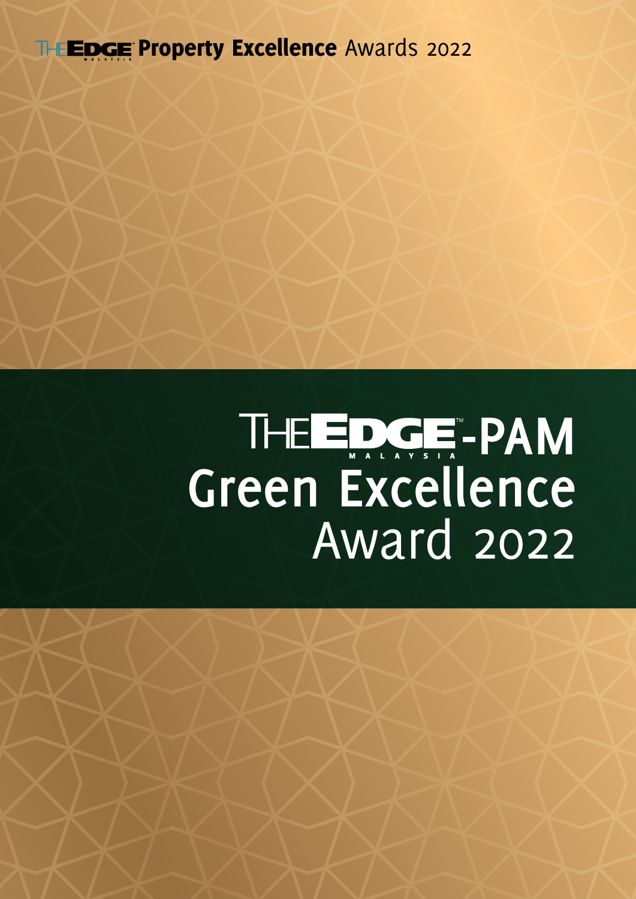THE EDGE MALAYSIA **Property Excellence** Awards 2022

# THE EDGE MALAYSIA-PAM Green Excellence Award 2022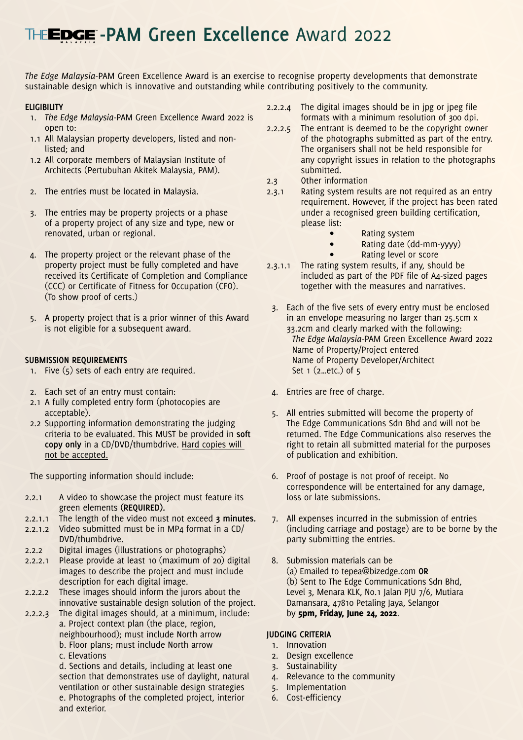# THE EDGE MALAYSIA -PAM Green Excellence Award 2022

*The Edge Malaysia*-PAM Green Excellence Award is an exercise to recognise property developments that demonstrate sustainable design which is innovative and outstanding while contributing positively to the community.

### ELIGIBILITY

1. *The Edge Malaysia*-PAM Green Excellence Award 2022 is open to:
1.1 All Malaysian property developers, listed and non-listed; and
1.2 All corporate members of Malaysian Institute of Architects (Pertubuhan Akitek Malaysia, PAM).

2. The entries must be located in Malaysia.

3. The entries may be property projects or a phase of a property project of any size and type, new or renovated, urban or regional.

4. The property project or the relevant phase of the property project must be fully completed and have received its Certificate of Completion and Compliance (CCC) or Certificate of Fitness for Occupation (CFO). (To show proof of certs.)

5. A property project that is a prior winner of this Award is not eligible for a subsequent award.

### SUBMISSION REQUIREMENTS

1. Five (5) sets of each entry are required.

2. Each set of an entry must contain:
2.1 A fully completed entry form (photocopies are acceptable).
2.2 Supporting information demonstrating the judging criteria to be evaluated. This MUST be provided in **soft copy only** in a CD/DVD/thumbdrive. Hard copies will not be accepted.

The supporting information should include:

2.2.1 A video to showcase the project must feature its green elements **(REQUIRED).**
2.2.1.1 The length of the video must not exceed **3 minutes.**
2.2.1.2 Video submitted must be in MP4 format in a CD/DVD/thumbdrive.
2.2.2 Digital images (illustrations or photographs)
2.2.2.1 Please provide at least 10 (maximum of 20) digital images to describe the project and must include description for each digital image.
2.2.2.2 These images should inform the jurors about the innovative sustainable design solution of the project.
2.2.2.3 The digital images should, at a minimum, include:
a. Project context plan (the place, region, neighbourhood); must include North arrow
b. Floor plans; must include North arrow
c. Elevations
d. Sections and details, including at least one section that demonstrates use of daylight, natural ventilation or other sustainable design strategies
e. Photographs of the completed project, interior and exterior.
2.2.2.4 The digital images should be in jpg or jpeg file formats with a minimum resolution of 300 dpi.
2.2.2.5 The entrant is deemed to be the copyright owner of the photographs submitted as part of the entry. The organisers shall not be held responsible for any copyright issues in relation to the photographs submitted.
2.3 Other information
2.3.1 Rating system results are not required as an entry requirement. However, if the project has been rated under a recognised green building certification, please list:
- Rating system
- Rating date (dd-mm-yyyy)
- Rating level or score

2.3.1.1 The rating system results, if any, should be included as part of the PDF file of A4-sized pages together with the measures and narratives.

3. Each of the five sets of every entry must be enclosed in an envelope measuring no larger than 25.5cm x 33.2cm and clearly marked with the following:
*The Edge Malaysia*-PAM Green Excellence Award 2022
Name of Property/Project entered
Name of Property Developer/Architect
Set 1 (2...etc.) of 5

4. Entries are free of charge.

5. All entries submitted will become the property of The Edge Communications Sdn Bhd and will not be returned. The Edge Communications also reserves the right to retain all submitted material for the purposes of publication and exhibition.

6. Proof of postage is not proof of receipt. No correspondence will be entertained for any damage, loss or late submissions.

7. All expenses incurred in the submission of entries (including carriage and postage) are to be borne by the party submitting the entries.

8. Submission materials can be
(a) Emailed to tepea@bizedge.com **OR**
(b) Sent to The Edge Communications Sdn Bhd, Level 3, Menara KLK, No.1 Jalan PJU 7/6, Mutiara Damansara, 47810 Petaling Jaya, Selangor
by **5pm, Friday, June 24, 2022**.

### JUDGING CRITERIA

1. Innovation
2. Design excellence
3. Sustainability
4. Relevance to the community
5. Implementation
6. Cost-efficiency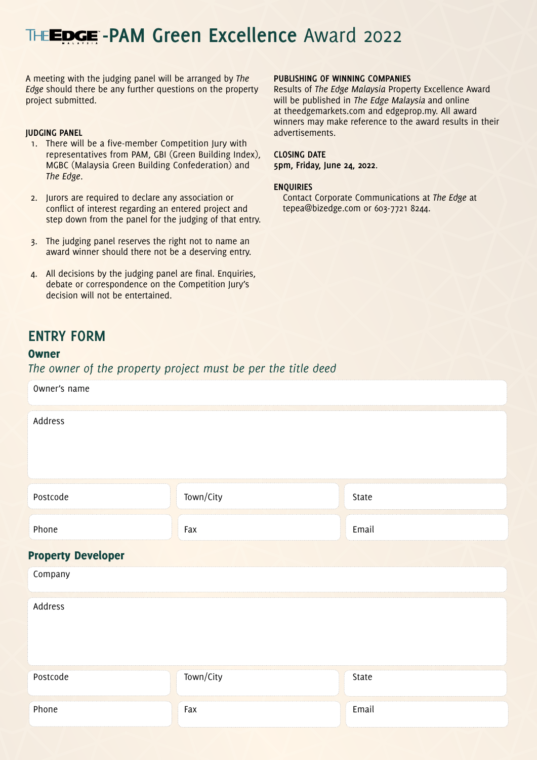# THE EDGE MALAYSIA-PAM Green Excellence Award 2022

A meeting with the judging panel will be arranged by *The Edge* should there be any further questions on the property project submitted.

**JUDGING PANEL**

1. There will be a five-member Competition Jury with representatives from PAM, GBI (Green Building Index), MGBC (Malaysia Green Building Confederation) and *The Edge*.
2. Jurors are required to declare any association or conflict of interest regarding an entered project and step down from the panel for the judging of that entry.
3. The judging panel reserves the right not to name an award winner should there not be a deserving entry.
4. All decisions by the judging panel are final. Enquiries, debate or correspondence on the Competition Jury's decision will not be entertained.

**PUBLISHING OF WINNING COMPANIES**

Results of *The Edge Malaysia* Property Excellence Award will be published in *The Edge Malaysia* and online at theedgemarkets.com and edgeprop.my. All award winners may make reference to the award results in their advertisements.

**CLOSING DATE**

**5pm, Friday, June 24, 2022**.

**ENQUIRIES**

Contact Corporate Communications at *The Edge* at tepea@bizedge.com or 603-7721 8244.

## ENTRY FORM

### Owner

*The owner of the property project must be per the title deed*

Owner's name

Address

| Postcode | Town/City | State |
|---|---|---|
| Phone | Fax | Email |

### Property Developer

Company

Address

| Postcode | Town/City | State |
|---|---|---|
| Phone | Fax | Email |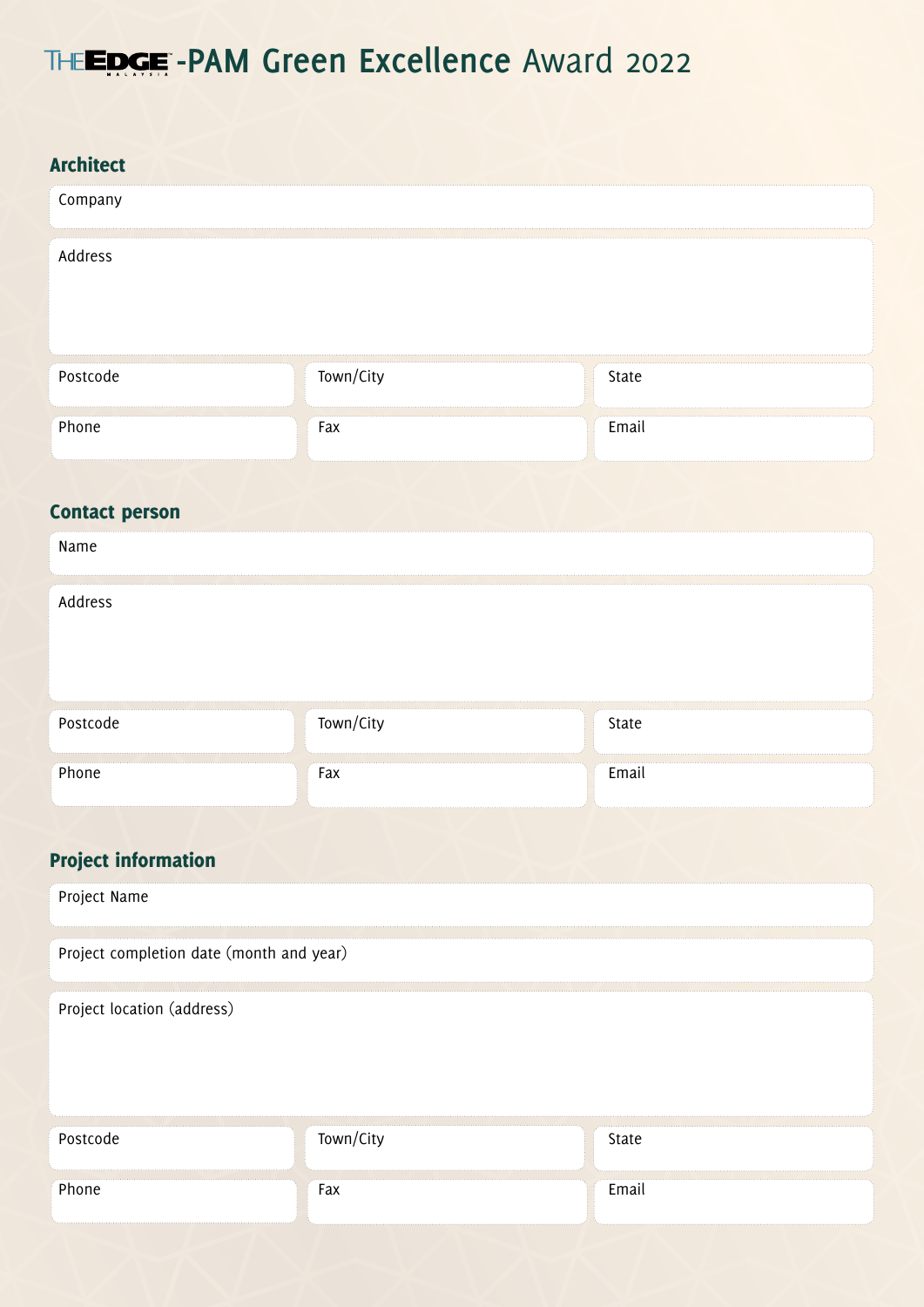# THE EDGE MALAYSIA-PAM Green Excellence Award 2022

## Architect

Company

Address

Postcode

Town/City

State

Phone

Fax

Email

## Contact person

Name

Address

Postcode

Town/City

State

Phone

Fax

Email

## Project information

Project Name

Project completion date (month and year)

Project location (address)

Postcode

Town/City

State

Phone

Fax

Email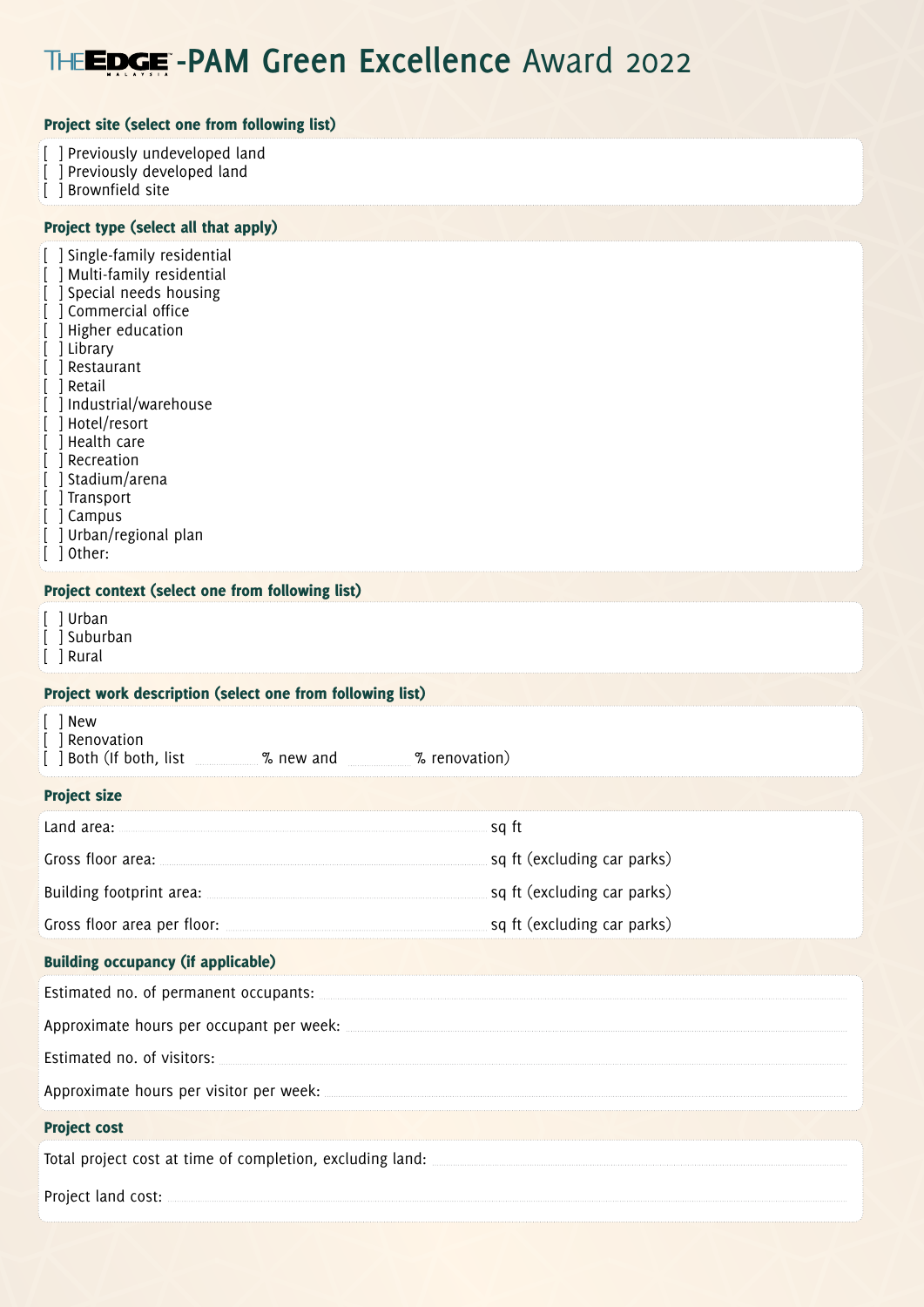# THE EDGE MALAYSIA -PAM Green Excellence Award 2022

**Project site (select one from following list)**

[ ] Previously undeveloped land
[ ] Previously developed land
[ ] Brownfield site

**Project type (select all that apply)**

[ ] Single-family residential
[ ] Multi-family residential
[ ] Special needs housing
[ ] Commercial office
[ ] Higher education
[ ] Library
[ ] Restaurant
[ ] Retail
[ ] Industrial/warehouse
[ ] Hotel/resort
[ ] Health care
[ ] Recreation
[ ] Stadium/arena
[ ] Transport
[ ] Campus
[ ] Urban/regional plan
[ ] Other:

**Project context (select one from following list)**

[ ] Urban
[ ] Suburban
[ ] Rural

**Project work description (select one from following list)**

[ ] New
[ ] Renovation
[ ] Both (If both, list ________ % new and ________ % renovation)

**Project size**

Land area: ________________ sq ft

Gross floor area: ________________ sq ft (excluding car parks)

Building footprint area: ________________ sq ft (excluding car parks)

Gross floor area per floor: ________________ sq ft (excluding car parks)

**Building occupancy (if applicable)**

Estimated no. of permanent occupants: ________________

Approximate hours per occupant per week: ________________

Estimated no. of visitors: ________________

Approximate hours per visitor per week: ________________

**Project cost**

Total project cost at time of completion, excluding land: ________________

Project land cost: ________________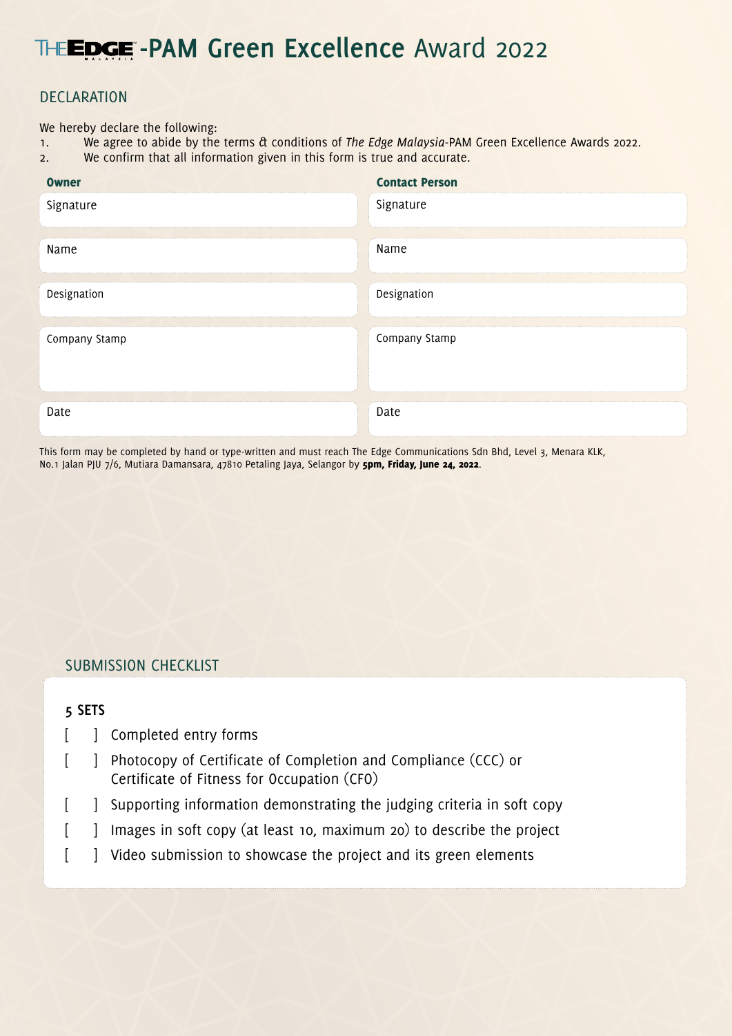# THE EDGE MALAYSIA-PAM Green Excellence Award 2022

## DECLARATION

We hereby declare the following:

1. We agree to abide by the terms & conditions of *The Edge Malaysia*-PAM Green Excellence Awards 2022.
2. We confirm that all information given in this form is true and accurate.

| **Owner** | **Contact Person** |
|---|---|
| Signature | Signature |
| Name | Name |
| Designation | Designation |
| Company Stamp | Company Stamp |
| Date | Date |

This form may be completed by hand or type-written and must reach The Edge Communications Sdn Bhd, Level 3, Menara KLK, No.1 Jalan PJU 7/6, Mutiara Damansara, 47810 Petaling Jaya, Selangor by **5pm, Friday, June 24, 2022**.

## SUBMISSION CHECKLIST

**5 SETS**

[ ] Completed entry forms

[ ] Photocopy of Certificate of Completion and Compliance (CCC) or Certificate of Fitness for Occupation (CFO)

[ ] Supporting information demonstrating the judging criteria in soft copy

[ ] Images in soft copy (at least 10, maximum 20) to describe the project

[ ] Video submission to showcase the project and its green elements